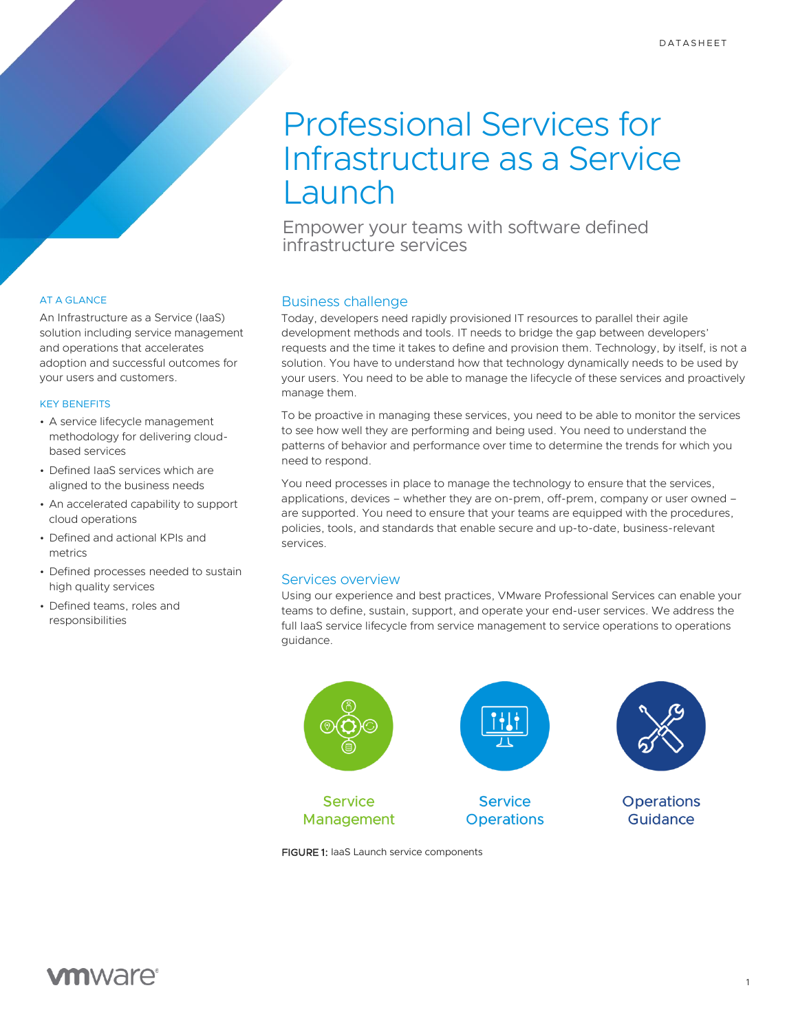DATASHEET

# Professional Services for Infrastructure as a Service Launch

## Empower your teams with software defined infrastructure services

### AT A GLANCE

An Infrastructure as a Service (IaaS) solution including service management and operations that accelerates adoption and successful outcomes for your users and customers.

### KEY BENEFITS

- A service lifecycle management methodology for delivering cloud-based services
- Defined IaaS services which are aligned to the business needs
- An accelerated capability to support cloud operations
- Defined and actional KPIs and metrics
- Defined processes needed to sustain high quality services
- Defined teams, roles and responsibilities

## Business challenge

Today, developers need rapidly provisioned IT resources to parallel their agile development methods and tools. IT needs to bridge the gap between developers' requests and the time it takes to define and provision them. Technology, by itself, is not a solution. You have to understand how that technology dynamically needs to be used by your users. You need to be able to manage the lifecycle of these services and proactively manage them.

To be proactive in managing these services, you need to be able to monitor the services to see how well they are performing and being used. You need to understand the patterns of behavior and performance over time to determine the trends for which you need to respond.

You need processes in place to manage the technology to ensure that the services, applications, devices – whether they are on-prem, off-prem, company or user owned – are supported. You need to ensure that your teams are equipped with the procedures, policies, tools, and standards that enable secure and up-to-date, business-relevant services.

## Services overview

Using our experience and best practices, VMware Professional Services can enable your teams to define, sustain, support, and operate your end-user services. We address the full IaaS service lifecycle from service management to service operations to operations guidance.

Service Management | Service Operations | Operations Guidance

**FIGURE 1:** IaaS Launch service components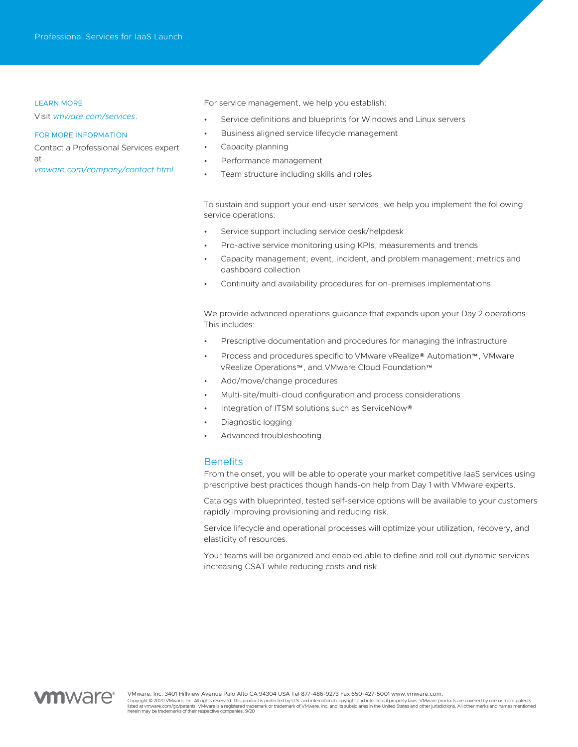LEARN MORE

Visit *vmware.com/services*.

FOR MORE INFORMATION

Contact a Professional Services expert at *vmware.com/company/contact.html*.

For service management, we help you establish:

- Service definitions and blueprints for Windows and Linux servers
- Business aligned service lifecycle management
- Capacity planning
- Performance management
- Team structure including skills and roles

To sustain and support your end-user services, we help you implement the following service operations:

- Service support including service desk/helpdesk
- Pro-active service monitoring using KPIs, measurements and trends
- Capacity management; event, incident, and problem management; metrics and dashboard collection
- Continuity and availability procedures for on-premises implementations

We provide advanced operations guidance that expands upon your Day 2 operations. This includes:

- Prescriptive documentation and procedures for managing the infrastructure
- Process and procedures specific to VMware vRealize® Automation™, VMware vRealize Operations™, and VMware Cloud Foundation™
- Add/move/change procedures
- Multi-site/multi-cloud configuration and process considerations
- Integration of ITSM solutions such as ServiceNow®
- Diagnostic logging
- Advanced troubleshooting

## Benefits

From the onset, you will be able to operate your market competitive IaaS services using prescriptive best practices though hands-on help from Day 1 with VMware experts.

Catalogs with blueprinted, tested self-service options will be available to your customers rapidly improving provisioning and reducing risk.

Service lifecycle and operational processes will optimize your utilization, recovery, and elasticity of resources.

Your teams will be organized and enabled able to define and roll out dynamic services increasing CSAT while reducing costs and risk.

VMware, Inc. 3401 Hillview Avenue Palo Alto CA 94304 USA Tel 877-486-9273 Fax 650-427-5001 www.vmware.com.
Copyright © 2020 VMware, Inc. All rights reserved. This product is protected by U.S. and international copyright and intellectual property laws. VMware products are covered by one or more patents listed at vmware.com/go/patents. VMware is a registered trademark or trademark of VMware, Inc. and its subsidiaries in the United States and other jurisdictions. All other marks and names mentioned herein may be trademarks of their respective companies. 9/20